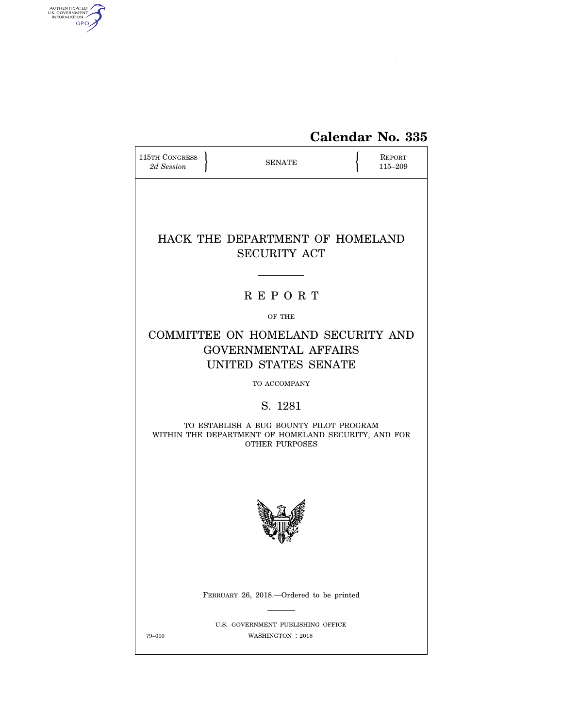Calendar No. 335

115TH CONGRESS
*2d Session*

SENATE

REPORT
115–209

# HACK THE DEPARTMENT OF HOMELAND SECURITY ACT

## R E P O R T

OF THE

## COMMITTEE ON HOMELAND SECURITY AND GOVERNMENTAL AFFAIRS UNITED STATES SENATE

TO ACCOMPANY

## S. 1281

TO ESTABLISH A BUG BOUNTY PILOT PROGRAM WITHIN THE DEPARTMENT OF HOMELAND SECURITY, AND FOR OTHER PURPOSES

FEBRUARY 26, 2018.—Ordered to be printed

U.S. GOVERNMENT PUBLISHING OFFICE
79–010 WASHINGTON : 2018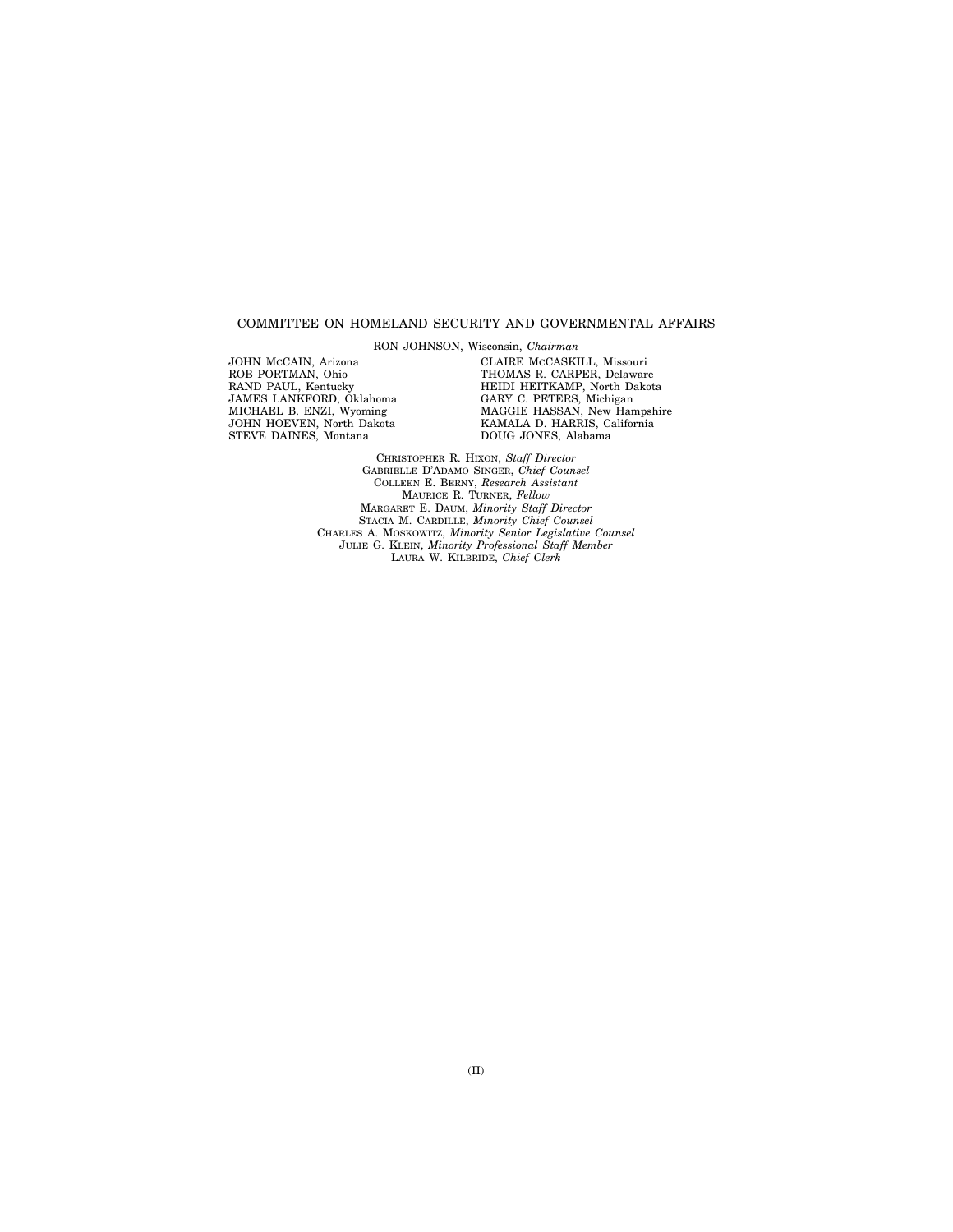## COMMITTEE ON HOMELAND SECURITY AND GOVERNMENTAL AFFAIRS

RON JOHNSON, Wisconsin, *Chairman*

JOHN McCAIN, Arizona
ROB PORTMAN, Ohio
RAND PAUL, Kentucky
JAMES LANKFORD, Oklahoma
MICHAEL B. ENZI, Wyoming
JOHN HOEVEN, North Dakota
STEVE DAINES, Montana

CLAIRE McCASKILL, Missouri
THOMAS R. CARPER, Delaware
HEIDI HEITKAMP, North Dakota
GARY C. PETERS, Michigan
MAGGIE HASSAN, New Hampshire
KAMALA D. HARRIS, California
DOUG JONES, Alabama

CHRISTOPHER R. HIXON, *Staff Director*
GABRIELLE D'ADAMO SINGER, *Chief Counsel*
COLLEEN E. BERNY, *Research Assistant*
MAURICE R. TURNER, *Fellow*
MARGARET E. DAUM, *Minority Staff Director*
STACIA M. CARDILLE, *Minority Chief Counsel*
CHARLES A. MOSKOWITZ, *Minority Senior Legislative Counsel*
JULIE G. KLEIN, *Minority Professional Staff Member*
LAURA W. KILBRIDE, *Chief Clerk*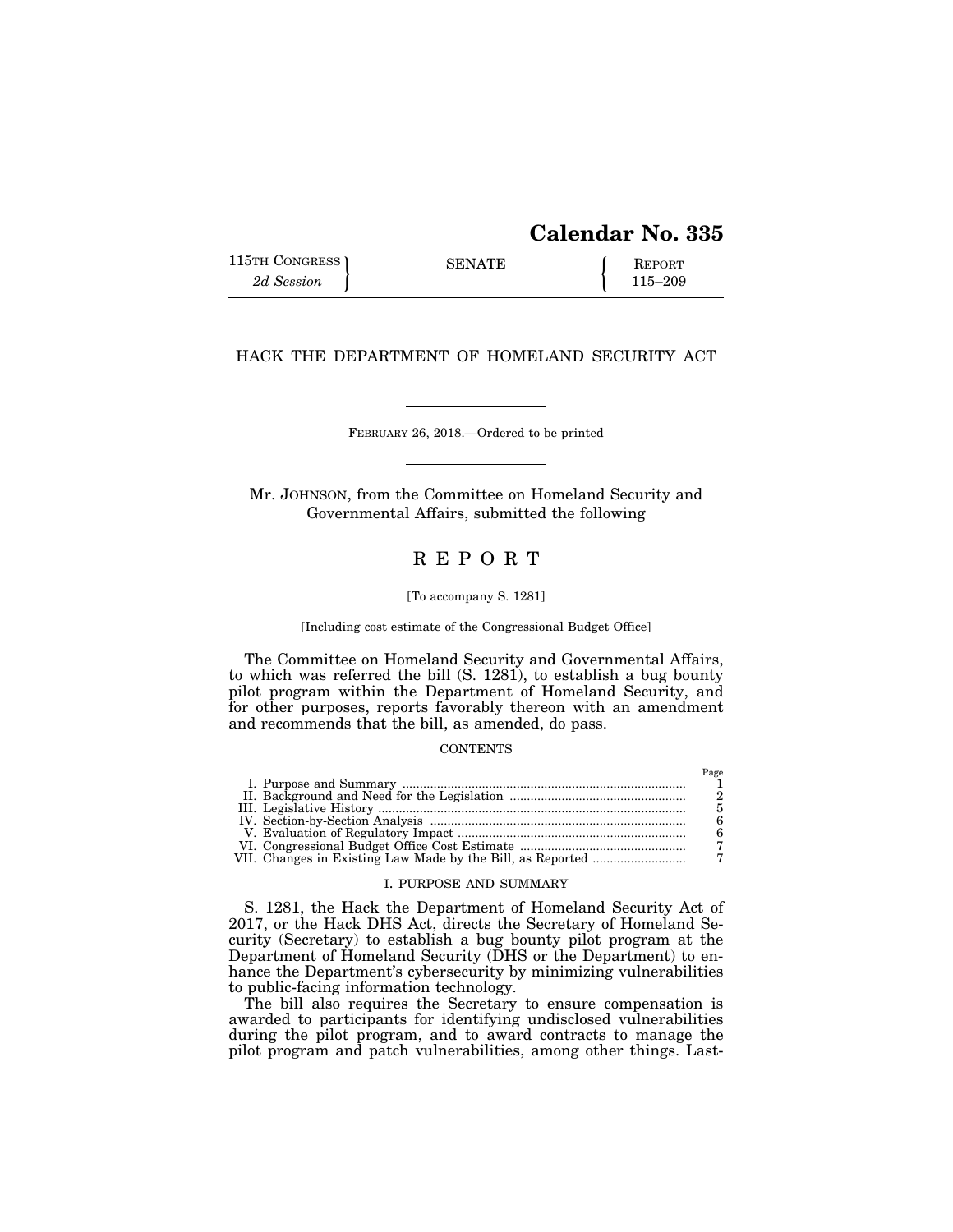# Calendar No. 335

115TH CONGRESS 2d Session | SENATE | REPORT 115–209

# HACK THE DEPARTMENT OF HOMELAND SECURITY ACT

FEBRUARY 26, 2018.—Ordered to be printed

Mr. JOHNSON, from the Committee on Homeland Security and Governmental Affairs, submitted the following

# R E P O R T

[To accompany S. 1281]

[Including cost estimate of the Congressional Budget Office]

The Committee on Homeland Security and Governmental Affairs, to which was referred the bill (S. 1281), to establish a bug bounty pilot program within the Department of Homeland Security, and for other purposes, reports favorably thereon with an amendment and recommends that the bill, as amended, do pass.

CONTENTS

| | Page |
|---|---|
| I. Purpose and Summary | 1 |
| II. Background and Need for the Legislation | 2 |
| III. Legislative History | 5 |
| IV. Section-by-Section Analysis | 6 |
| V. Evaluation of Regulatory Impact | 6 |
| VI. Congressional Budget Office Cost Estimate | 7 |
| VII. Changes in Existing Law Made by the Bill, as Reported | 7 |

## I. PURPOSE AND SUMMARY

S. 1281, the Hack the Department of Homeland Security Act of 2017, or the Hack DHS Act, directs the Secretary of Homeland Security (Secretary) to establish a bug bounty pilot program at the Department of Homeland Security (DHS or the Department) to enhance the Department's cybersecurity by minimizing vulnerabilities to public-facing information technology.

The bill also requires the Secretary to ensure compensation is awarded to participants for identifying undisclosed vulnerabilities during the pilot program, and to award contracts to manage the pilot program and patch vulnerabilities, among other things. Last-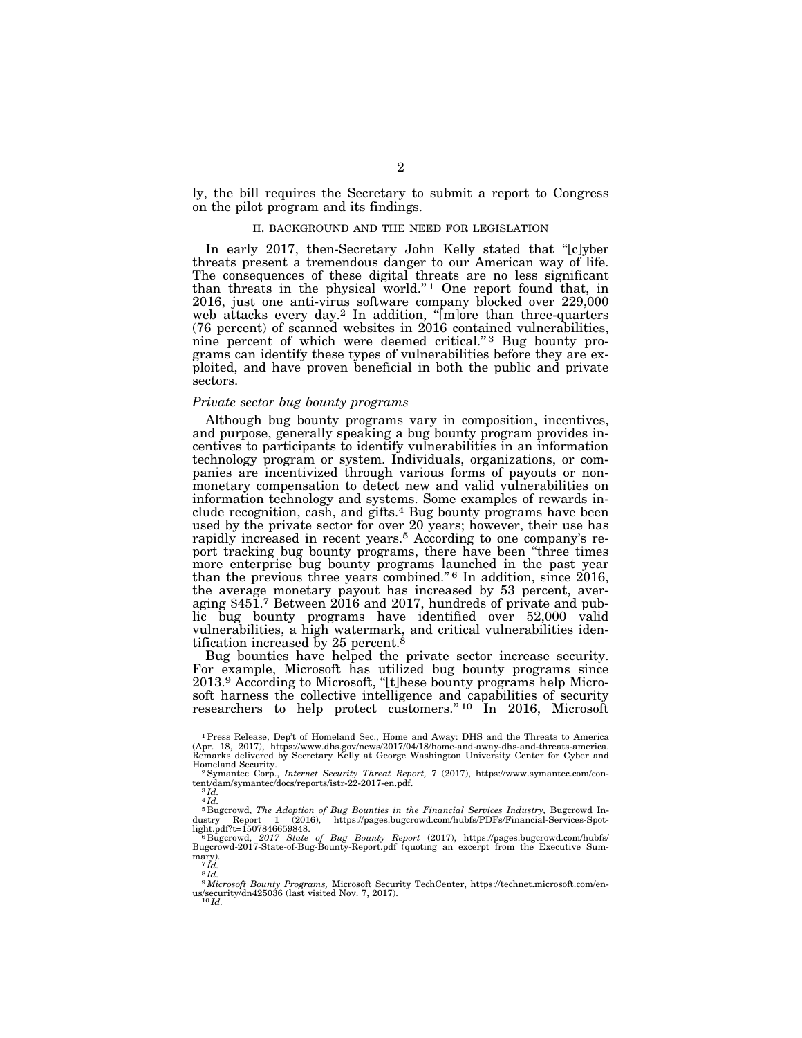ly, the bill requires the Secretary to submit a report to Congress on the pilot program and its findings.

## II. BACKGROUND AND THE NEED FOR LEGISLATION

In early 2017, then-Secretary John Kelly stated that "[c]yber threats present a tremendous danger to our American way of life. The consequences of these digital threats are no less significant than threats in the physical world."[1] One report found that, in 2016, just one anti-virus software company blocked over 229,000 web attacks every day.[2] In addition, "[m]ore than three-quarters (76 percent) of scanned websites in 2016 contained vulnerabilities, nine percent of which were deemed critical."[3] Bug bounty programs can identify these types of vulnerabilities before they are exploited, and have proven beneficial in both the public and private sectors.

### *Private sector bug bounty programs*

Although bug bounty programs vary in composition, incentives, and purpose, generally speaking a bug bounty program provides incentives to participants to identify vulnerabilities in an information technology program or system. Individuals, organizations, or companies are incentivized through various forms of payouts or non-monetary compensation to detect new and valid vulnerabilities on information technology and systems. Some examples of rewards include recognition, cash, and gifts.[4] Bug bounty programs have been used by the private sector for over 20 years; however, their use has rapidly increased in recent years.[5] According to one company's report tracking bug bounty programs, there have been "three times more enterprise bug bounty programs launched in the past year than the previous three years combined."[6] In addition, since 2016, the average monetary payout has increased by 53 percent, averaging $451.[7] Between 2016 and 2017, hundreds of private and public bug bounty programs have identified over 52,000 valid vulnerabilities, a high watermark, and critical vulnerabilities identification increased by 25 percent.[8]

Bug bounties have helped the private sector increase security. For example, Microsoft has utilized bug bounty programs since 2013.[9] According to Microsoft, "[t]hese bounty programs help Microsoft harness the collective intelligence and capabilities of security researchers to help protect customers."[10] In 2016, Microsoft

---

[1] Press Release, Dep't of Homeland Sec., Home and Away: DHS and the Threats to America (Apr. 18, 2017), https://www.dhs.gov/news/2017/04/18/home-and-away-dhs-and-threats-america. Remarks delivered by Secretary Kelly at George Washington University Center for Cyber and Homeland Security.

[2] Symantec Corp., *Internet Security Threat Report,* 7 (2017), https://www.symantec.com/content/dam/symantec/docs/reports/istr-22-2017-en.pdf.

[3] *Id.*

[4] *Id.*

[5] Bugcrowd, *The Adoption of Bug Bounties in the Financial Services Industry,* Bugcrowd Industry Report 1 (2016), https://pages.bugcrowd.com/hubfs/PDFs/Financial-Services-Spotlight.pdf?t=1507846659848.

[6] Bugcrowd, *2017 State of Bug Bounty Report* (2017), https://pages.bugcrowd.com/hubfs/Bugcrowd-2017-State-of-Bug-Bounty-Report.pdf (quoting an excerpt from the Executive Summary).

[7] *Id.*

[8] *Id.*

[9] *Microsoft Bounty Programs,* Microsoft Security TechCenter, https://technet.microsoft.com/en-us/security/dn425036 (last visited Nov. 7, 2017).

[10] *Id.*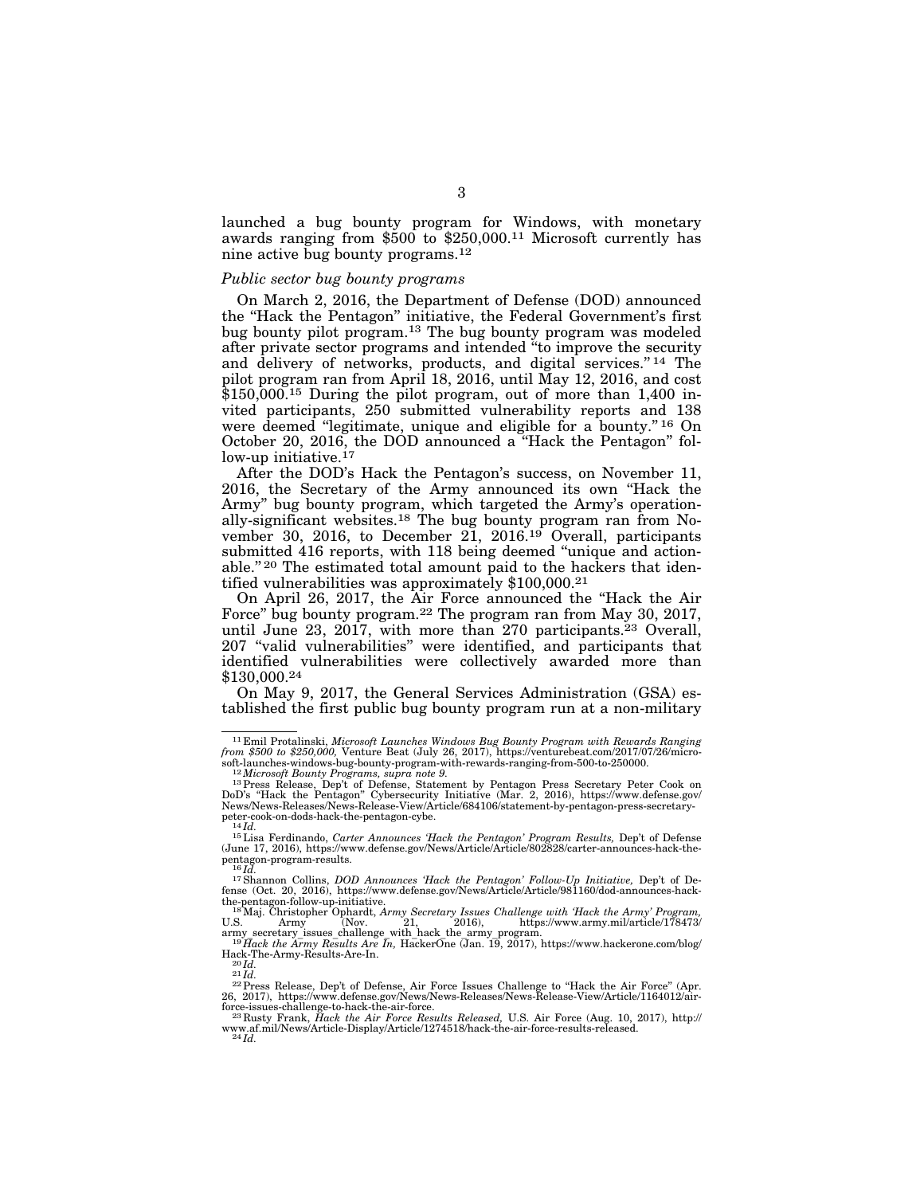launched a bug bounty program for Windows, with monetary awards ranging from $500 to $250,000.[11] Microsoft currently has nine active bug bounty programs.[12]

*Public sector bug bounty programs*

On March 2, 2016, the Department of Defense (DOD) announced the "Hack the Pentagon" initiative, the Federal Government's first bug bounty pilot program.[13] The bug bounty program was modeled after private sector programs and intended "to improve the security and delivery of networks, products, and digital services."[14] The pilot program ran from April 18, 2016, until May 12, 2016, and cost $150,000.[15] During the pilot program, out of more than 1,400 invited participants, 250 submitted vulnerability reports and 138 were deemed "legitimate, unique and eligible for a bounty."[16] On October 20, 2016, the DOD announced a "Hack the Pentagon" follow-up initiative.[17]

After the DOD's Hack the Pentagon's success, on November 11, 2016, the Secretary of the Army announced its own "Hack the Army" bug bounty program, which targeted the Army's operationally-significant websites.[18] The bug bounty program ran from November 30, 2016, to December 21, 2016.[19] Overall, participants submitted 416 reports, with 118 being deemed "unique and actionable."[20] The estimated total amount paid to the hackers that identified vulnerabilities was approximately $100,000.[21]

On April 26, 2017, the Air Force announced the "Hack the Air Force" bug bounty program.[22] The program ran from May 30, 2017, until June 23, 2017, with more than 270 participants.[23] Overall, 207 "valid vulnerabilities" were identified, and participants that identified vulnerabilities were collectively awarded more than $130,000.[24]

On May 9, 2017, the General Services Administration (GSA) established the first public bug bounty program run at a non-military

---

[11] Emil Protalinski, *Microsoft Launches Windows Bug Bounty Program with Rewards Ranging from $500 to $250,000,* Venture Beat (July 26, 2017), https://venturebeat.com/2017/07/26/microsoft-launches-windows-bug-bounty-program-with-rewards-ranging-from-500-to-250000.

[12] *Microsoft Bounty Programs, supra note 9.*

[13] Press Release, Dep't of Defense, Statement by Pentagon Press Secretary Peter Cook on DoD's "Hack the Pentagon" Cybersecurity Initiative (Mar. 2, 2016), https://www.defense.gov/News/News-Releases/News-Release-View/Article/684106/statement-by-pentagon-press-secretary-peter-cook-on-dods-hack-the-pentagon-cybe.

[14] *Id.*

[15] Lisa Ferdinando, *Carter Announces 'Hack the Pentagon' Program Results,* Dep't of Defense (June 17, 2016), https://www.defense.gov/News/Article/Article/802828/carter-announces-hack-the-pentagon-program-results.

[16] *Id.*

[17] Shannon Collins, *DOD Announces 'Hack the Pentagon' Follow-Up Initiative,* Dep't of Defense (Oct. 20, 2016), https://www.defense.gov/News/Article/Article/981160/dod-announces-hack-the-pentagon-follow-up-initiative.

[18] Maj. Christopher Ophardt, *Army Secretary Issues Challenge with 'Hack the Army' Program,* U.S. Army (Nov. 21, 2016), https://www.army.mil/article/178473/army_secretary_issues_challenge_with_hack_the_army_program.

[19] *Hack the Army Results Are In,* HackerOne (Jan. 19, 2017), https://www.hackerone.com/blog/Hack-The-Army-Results-Are-In.

[20] *Id.*

[21] *Id.*

[22] Press Release, Dep't of Defense, Air Force Issues Challenge to "Hack the Air Force" (Apr. 26, 2017), https://www.defense.gov/News/News-Releases/News-Release-View/Article/1164012/air-force-issues-challenge-to-hack-the-air-force.

[23] Rusty Frank, *Hack the Air Force Results Released,* U.S. Air Force (Aug. 10, 2017), http://www.af.mil/News/Article-Display/Article/1274518/hack-the-air-force-results-released.

[24] *Id.*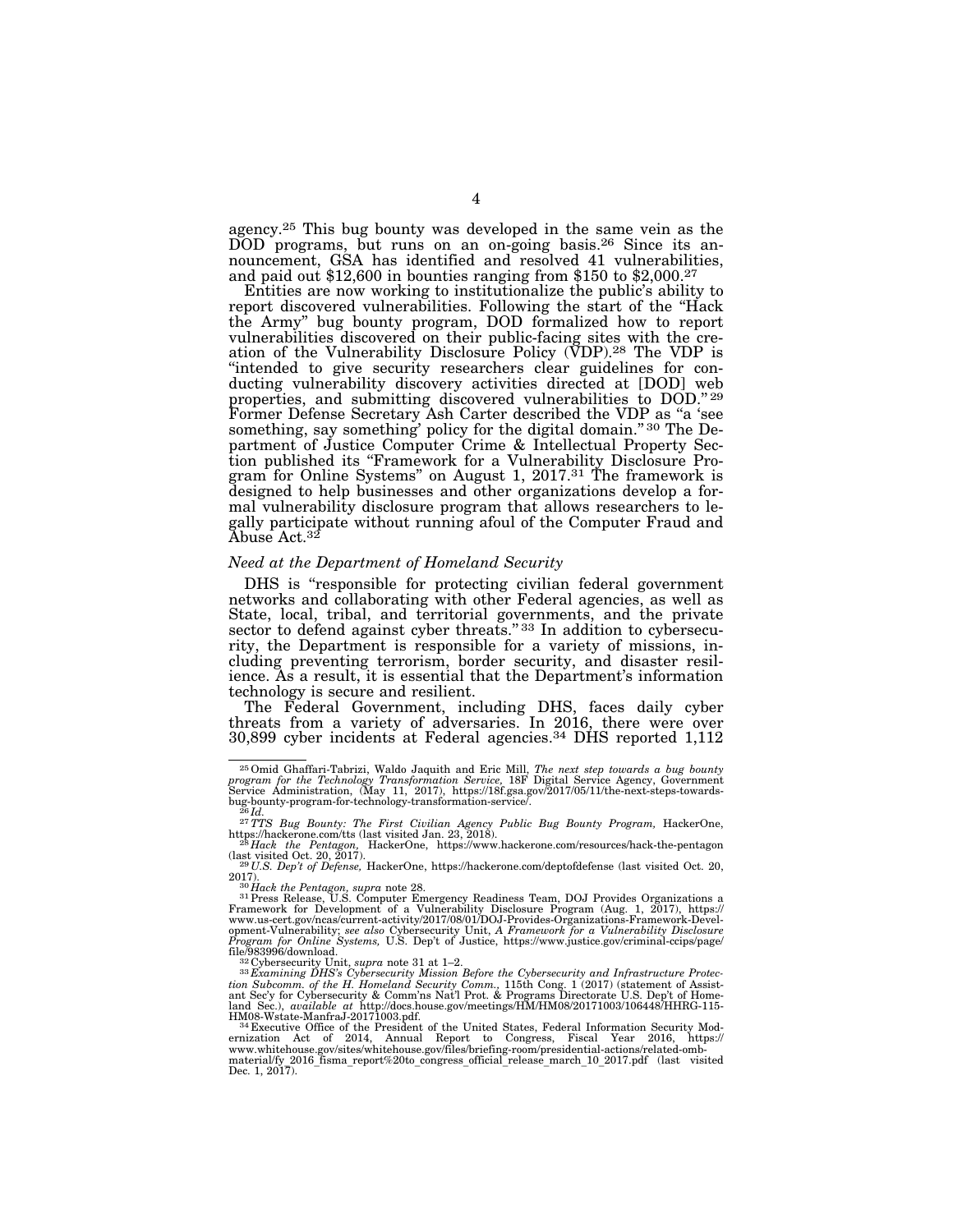agency.[25] This bug bounty was developed in the same vein as the DOD programs, but runs on an on-going basis.[26] Since its announcement, GSA has identified and resolved 41 vulnerabilities, and paid out $12,600 in bounties ranging from $150 to $2,000.[27]

Entities are now working to institutionalize the public's ability to report discovered vulnerabilities. Following the start of the "Hack the Army" bug bounty program, DOD formalized how to report vulnerabilities discovered on their public-facing sites with the creation of the Vulnerability Disclosure Policy (VDP).[28] The VDP is "intended to give security researchers clear guidelines for conducting vulnerability discovery activities directed at [DOD] web properties, and submitting discovered vulnerabilities to DOD."[29] Former Defense Secretary Ash Carter described the VDP as "a 'see something, say something' policy for the digital domain."[30] The Department of Justice Computer Crime & Intellectual Property Section published its "Framework for a Vulnerability Disclosure Program for Online Systems" on August 1, 2017.[31] The framework is designed to help businesses and other organizations develop a formal vulnerability disclosure program that allows researchers to legally participate without running afoul of the Computer Fraud and Abuse Act.[32]

### *Need at the Department of Homeland Security*

DHS is "responsible for protecting civilian federal government networks and collaborating with other Federal agencies, as well as State, local, tribal, and territorial governments, and the private sector to defend against cyber threats."[33] In addition to cybersecurity, the Department is responsible for a variety of missions, including preventing terrorism, border security, and disaster resilience. As a result, it is essential that the Department's information technology is secure and resilient.

The Federal Government, including DHS, faces daily cyber threats from a variety of adversaries. In 2016, there were over 30,899 cyber incidents at Federal agencies.[34] DHS reported 1,112

---

[25] Omid Ghaffari-Tabrizi, Waldo Jaquith and Eric Mill, *The next step towards a bug bounty program for the Technology Transformation Service,* 18F Digital Service Agency, Government Service Administration, (May 11, 2017), https://18f.gsa.gov/2017/05/11/the-next-steps-towards-bug-bounty-program-for-technology-transformation-service/.

[26] *Id.*

[27] *TTS Bug Bounty: The First Civilian Agency Public Bug Bounty Program,* HackerOne, https://hackerone.com/tts (last visited Jan. 23, 2018).

[28] *Hack the Pentagon,* HackerOne, https://www.hackerone.com/resources/hack-the-pentagon (last visited Oct. 20, 2017).

[29] *U.S. Dep't of Defense,* HackerOne, https://hackerone.com/deptofdefense (last visited Oct. 20, 2017).

[30] *Hack the Pentagon, supra* note 28.

[31] Press Release, U.S. Computer Emergency Readiness Team, DOJ Provides Organizations a Framework for Development of a Vulnerability Disclosure Program (Aug. 1, 2017), https://www.us-cert.gov/ncas/current-activity/2017/08/01/DOJ-Provides-Organizations-Framework-Development-Vulnerability; *see also* Cybersecurity Unit, *A Framework for a Vulnerability Disclosure Program for Online Systems,* U.S. Dep't of Justice, https://www.justice.gov/criminal-ccips/page/file/983996/download.

[32] Cybersecurity Unit, *supra* note 31 at 1–2.

[33] *Examining DHS's Cybersecurity Mission Before the Cybersecurity and Infrastructure Protection Subcomm. of the H. Homeland Security Comm.,* 115th Cong. 1 (2017) (statement of Assistant Sec'y for Cybersecurity & Comm'ns Nat'l Prot. & Programs Directorate U.S. Dep't of Homeland Sec.), *available at* http://docs.house.gov/meetings/HM/HM08/20171003/106448/HHRG-115-HM08-Wstate-ManfraJ-20171003.pdf.

[34] Executive Office of the President of the United States, Federal Information Security Modernization Act of 2014, Annual Report to Congress, Fiscal Year 2016, https://www.whitehouse.gov/sites/whitehouse.gov/files/briefing-room/presidential-actions/related-omb-material/fy_2016_fisma_report%20to_congress_official_release_march_10_2017.pdf (last visited Dec. 1, 2017).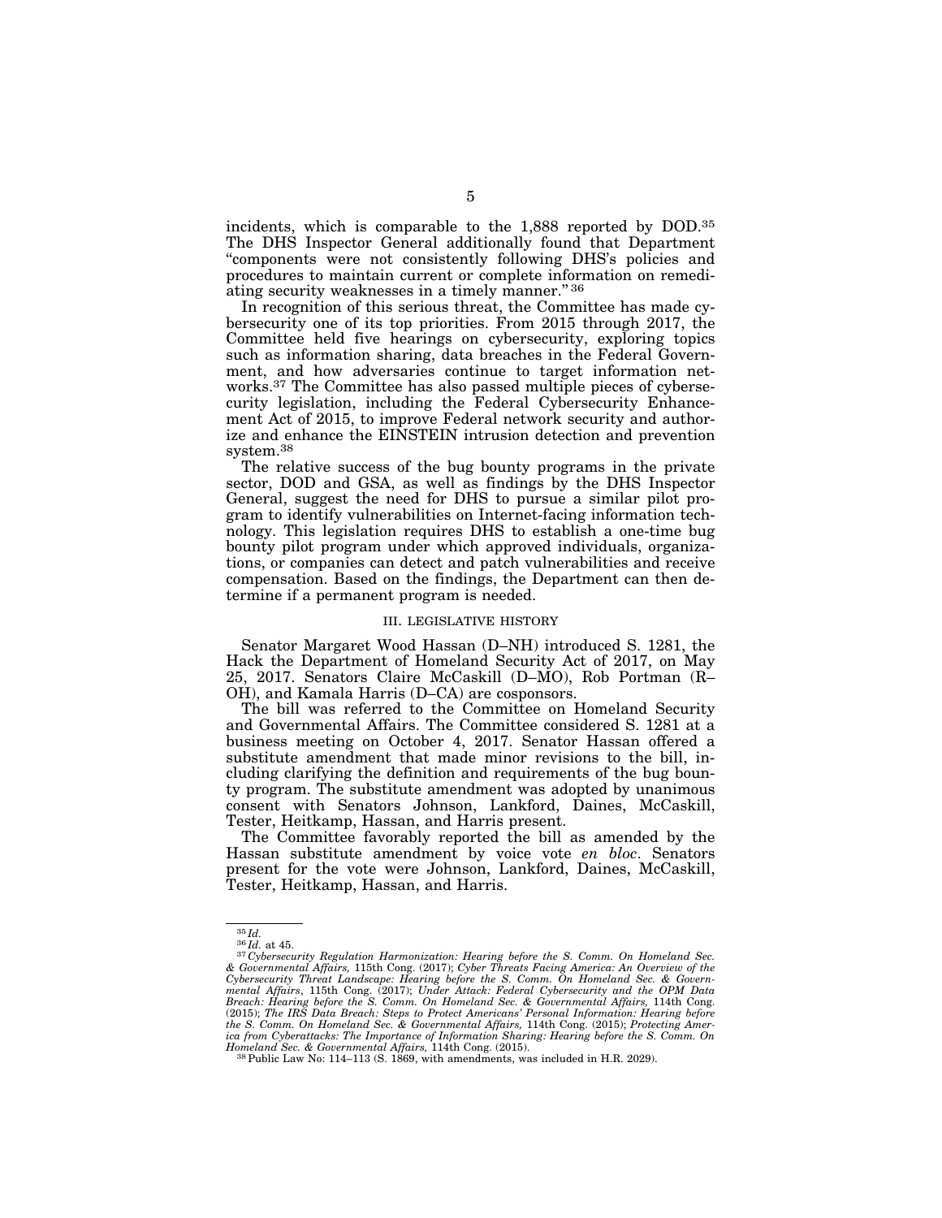incidents, which is comparable to the 1,888 reported by DOD.[35] The DHS Inspector General additionally found that Department "components were not consistently following DHS's policies and procedures to maintain current or complete information on remediating security weaknesses in a timely manner." [36]

In recognition of this serious threat, the Committee has made cybersecurity one of its top priorities. From 2015 through 2017, the Committee held five hearings on cybersecurity, exploring topics such as information sharing, data breaches in the Federal Government, and how adversaries continue to target information networks.[37] The Committee has also passed multiple pieces of cybersecurity legislation, including the Federal Cybersecurity Enhancement Act of 2015, to improve Federal network security and authorize and enhance the EINSTEIN intrusion detection and prevention system.[38]

The relative success of the bug bounty programs in the private sector, DOD and GSA, as well as findings by the DHS Inspector General, suggest the need for DHS to pursue a similar pilot program to identify vulnerabilities on Internet-facing information technology. This legislation requires DHS to establish a one-time bug bounty pilot program under which approved individuals, organizations, or companies can detect and patch vulnerabilities and receive compensation. Based on the findings, the Department can then determine if a permanent program is needed.

## III. LEGISLATIVE HISTORY

Senator Margaret Wood Hassan (D–NH) introduced S. 1281, the Hack the Department of Homeland Security Act of 2017, on May 25, 2017. Senators Claire McCaskill (D–MO), Rob Portman (R–OH), and Kamala Harris (D–CA) are cosponsors.

The bill was referred to the Committee on Homeland Security and Governmental Affairs. The Committee considered S. 1281 at a business meeting on October 4, 2017. Senator Hassan offered a substitute amendment that made minor revisions to the bill, including clarifying the definition and requirements of the bug bounty program. The substitute amendment was adopted by unanimous consent with Senators Johnson, Lankford, Daines, McCaskill, Tester, Heitkamp, Hassan, and Harris present.

The Committee favorably reported the bill as amended by the Hassan substitute amendment by voice vote *en bloc*. Senators present for the vote were Johnson, Lankford, Daines, McCaskill, Tester, Heitkamp, Hassan, and Harris.

---

[35] *Id.*

[36] *Id.* at 45.

[37] *Cybersecurity Regulation Harmonization: Hearing before the S. Comm. On Homeland Sec. & Governmental Affairs,* 115th Cong. (2017); *Cyber Threats Facing America: An Overview of the Cybersecurity Threat Landscape: Hearing before the S. Comm. On Homeland Sec. & Governmental Affairs*, 115th Cong. (2017); *Under Attack: Federal Cybersecurity and the OPM Data Breach: Hearing before the S. Comm. On Homeland Sec. & Governmental Affairs,* 114th Cong. (2015); *The IRS Data Breach: Steps to Protect Americans' Personal Information: Hearing before the S. Comm. On Homeland Sec. & Governmental Affairs,* 114th Cong. (2015); *Protecting America from Cyberattacks: The Importance of Information Sharing: Hearing before the S. Comm. On Homeland Sec. & Governmental Affairs,* 114th Cong. (2015).

[38] Public Law No: 114–113 (S. 1869, with amendments, was included in H.R. 2029).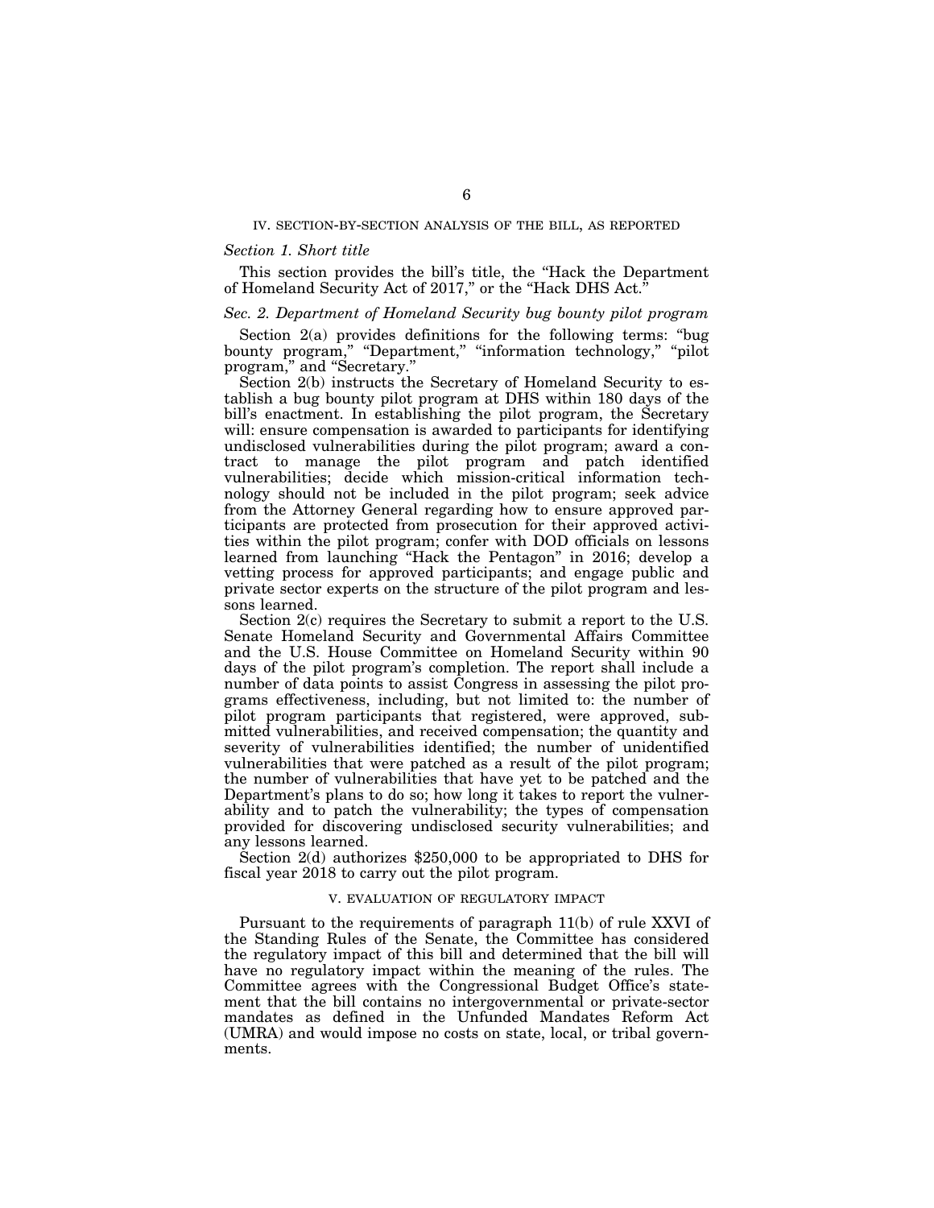## IV. SECTION-BY-SECTION ANALYSIS OF THE BILL, AS REPORTED

### *Section 1. Short title*

This section provides the bill's title, the "Hack the Department of Homeland Security Act of 2017," or the "Hack DHS Act."

### *Sec. 2. Department of Homeland Security bug bounty pilot program*

Section 2(a) provides definitions for the following terms: "bug bounty program," "Department," "information technology," "pilot program," and "Secretary."

Section 2(b) instructs the Secretary of Homeland Security to establish a bug bounty pilot program at DHS within 180 days of the bill's enactment. In establishing the pilot program, the Secretary will: ensure compensation is awarded to participants for identifying undisclosed vulnerabilities during the pilot program; award a contract to manage the pilot program and patch identified vulnerabilities; decide which mission-critical information technology should not be included in the pilot program; seek advice from the Attorney General regarding how to ensure approved participants are protected from prosecution for their approved activities within the pilot program; confer with DOD officials on lessons learned from launching "Hack the Pentagon" in 2016; develop a vetting process for approved participants; and engage public and private sector experts on the structure of the pilot program and lessons learned.

Section 2(c) requires the Secretary to submit a report to the U.S. Senate Homeland Security and Governmental Affairs Committee and the U.S. House Committee on Homeland Security within 90 days of the pilot program's completion. The report shall include a number of data points to assist Congress in assessing the pilot programs effectiveness, including, but not limited to: the number of pilot program participants that registered, were approved, submitted vulnerabilities, and received compensation; the quantity and severity of vulnerabilities identified; the number of unidentified vulnerabilities that were patched as a result of the pilot program; the number of vulnerabilities that have yet to be patched and the Department's plans to do so; how long it takes to report the vulnerability and to patch the vulnerability; the types of compensation provided for discovering undisclosed security vulnerabilities; and any lessons learned.

Section 2(d) authorizes $250,000 to be appropriated to DHS for fiscal year 2018 to carry out the pilot program.

## V. EVALUATION OF REGULATORY IMPACT

Pursuant to the requirements of paragraph 11(b) of rule XXVI of the Standing Rules of the Senate, the Committee has considered the regulatory impact of this bill and determined that the bill will have no regulatory impact within the meaning of the rules. The Committee agrees with the Congressional Budget Office's statement that the bill contains no intergovernmental or private-sector mandates as defined in the Unfunded Mandates Reform Act (UMRA) and would impose no costs on state, local, or tribal governments.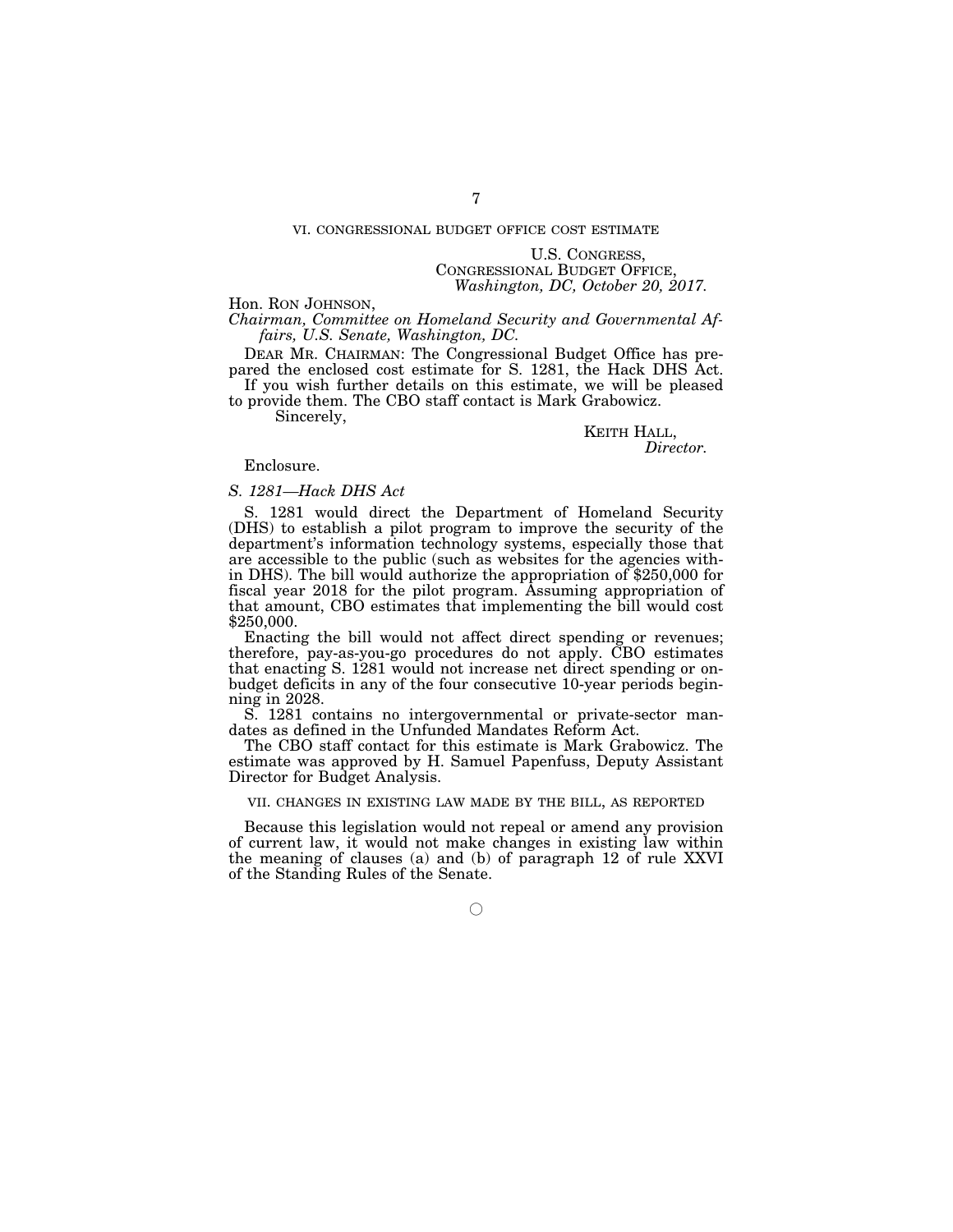## VI. CONGRESSIONAL BUDGET OFFICE COST ESTIMATE

U.S. CONGRESS,
CONGRESSIONAL BUDGET OFFICE,
*Washington, DC, October 20, 2017.*

Hon. RON JOHNSON,
*Chairman, Committee on Homeland Security and Governmental Affairs, U.S. Senate, Washington, DC.*

DEAR MR. CHAIRMAN: The Congressional Budget Office has prepared the enclosed cost estimate for S. 1281, the Hack DHS Act.

If you wish further details on this estimate, we will be pleased to provide them. The CBO staff contact is Mark Grabowicz.

Sincerely,

KEITH HALL,
*Director.*

Enclosure.

*S. 1281—Hack DHS Act*

S. 1281 would direct the Department of Homeland Security (DHS) to establish a pilot program to improve the security of the department's information technology systems, especially those that are accessible to the public (such as websites for the agencies within DHS). The bill would authorize the appropriation of $250,000 for fiscal year 2018 for the pilot program. Assuming appropriation of that amount, CBO estimates that implementing the bill would cost $250,000.

Enacting the bill would not affect direct spending or revenues; therefore, pay-as-you-go procedures do not apply. CBO estimates that enacting S. 1281 would not increase net direct spending or on-budget deficits in any of the four consecutive 10-year periods beginning in 2028.

S. 1281 contains no intergovernmental or private-sector mandates as defined in the Unfunded Mandates Reform Act.

The CBO staff contact for this estimate is Mark Grabowicz. The estimate was approved by H. Samuel Papenfuss, Deputy Assistant Director for Budget Analysis.

## VII. CHANGES IN EXISTING LAW MADE BY THE BILL, AS REPORTED

Because this legislation would not repeal or amend any provision of current law, it would not make changes in existing law within the meaning of clauses (a) and (b) of paragraph 12 of rule XXVI of the Standing Rules of the Senate.

○